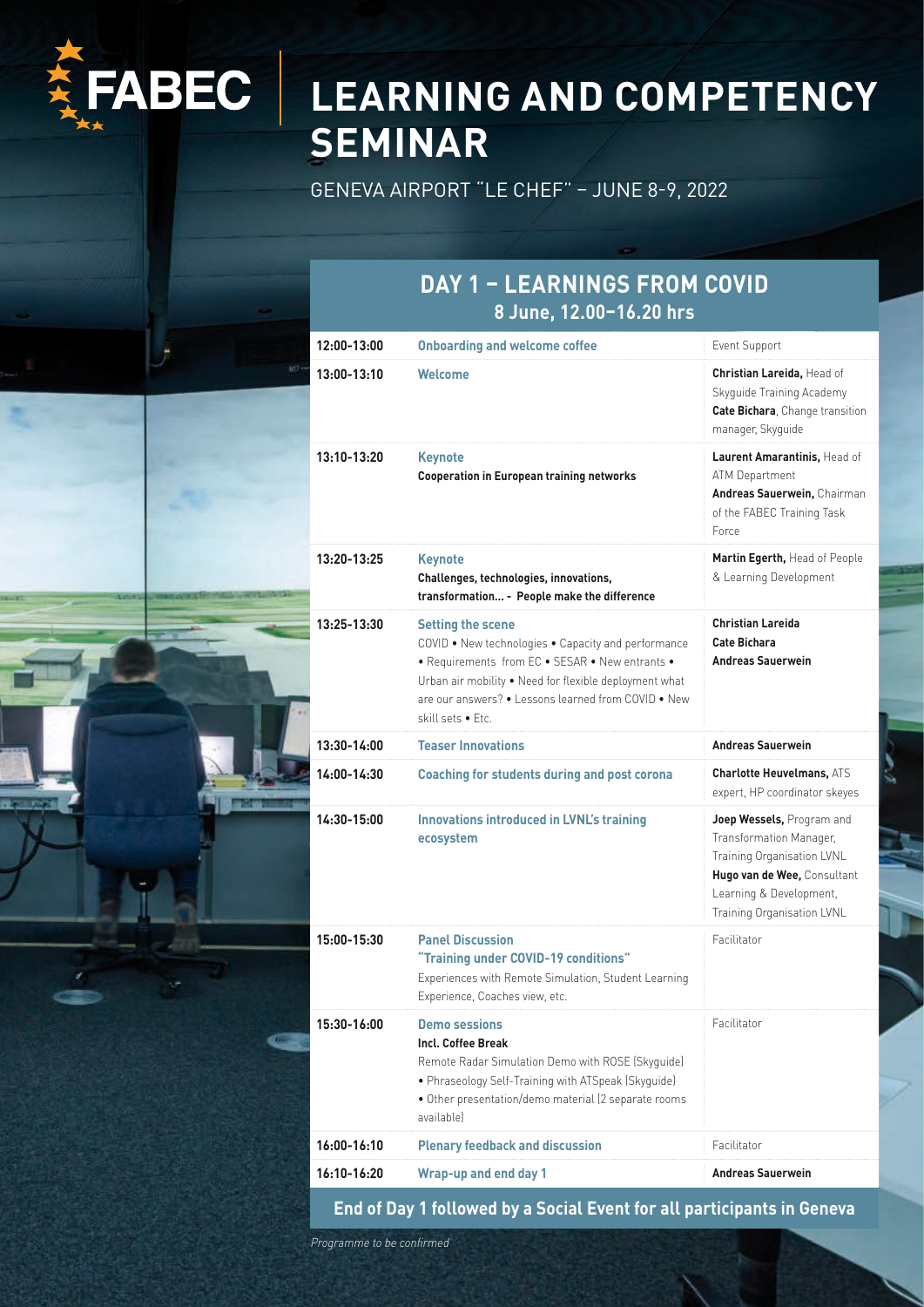FABEC

# LEARNING AND COMPETENCY SEMINAR

GENEVA AIRPORT "LE CHEF" – JUNE 8-9, 2022

## DAY 1 – LEARNINGS FROM COVID

### 8 June, 12.00–16.20 hrs

| Time | Session | Speaker |
| --- | --- | --- |
| 12:00-13:00 | **Onboarding and welcome coffee** | Event Support |
| 13:00-13:10 | **Welcome** | **Christian Lareida,** Head of Skyguide Training Academy<br>**Cate Bichara**, Change transition manager, Skyguide |
| 13:10-13:20 | **Keynote**<br>**Cooperation in European training networks** | **Laurent Amarantinis,** Head of ATM Department<br>**Andreas Sauerwein,** Chairman of the FABEC Training Task Force |
| 13:20-13:25 | **Keynote**<br>**Challenges, technologies, innovations, transformation... - People make the difference** | **Martin Egerth,** Head of People & Learning Development |
| 13:25-13:30 | **Setting the scene**<br>COVID • New technologies • Capacity and performance • Requirements from EC • SESAR • New entrants • Urban air mobility • Need for flexible deployment what are our answers? • Lessons learned from COVID • New skill sets • Etc. | **Christian Lareida**<br>**Cate Bichara**<br>**Andreas Sauerwein** |
| 13:30-14:00 | **Teaser Innovations** | **Andreas Sauerwein** |
| 14:00-14:30 | **Coaching for students during and post corona** | **Charlotte Heuvelmans,** ATS expert, HP coordinator skeyes |
| 14:30-15:00 | **Innovations introduced in LVNL's training ecosystem** | **Joep Wessels,** Program and Transformation Manager, Training Organisation LVNL<br>**Hugo van de Wee,** Consultant Learning & Development, Training Organisation LVNL |
| 15:00-15:30 | **Panel Discussion**<br>**"Training under COVID-19 conditions"**<br>Experiences with Remote Simulation, Student Learning Experience, Coaches view, etc. | Facilitator |
| 15:30-16:00 | **Demo sessions**<br>**Incl. Coffee Break**<br>Remote Radar Simulation Demo with ROSE (Skyguide) • Phraseology Self-Training with ATSpeak (Skyguide) • Other presentation/demo material (2 separate rooms available) | Facilitator |
| 16:00-16:10 | **Plenary feedback and discussion** | Facilitator |
| 16:10-16:20 | **Wrap-up and end day 1** | **Andreas Sauerwein** |

**End of Day 1 followed by a Social Event for all participants in Geneva**

*Programme to be confirmed*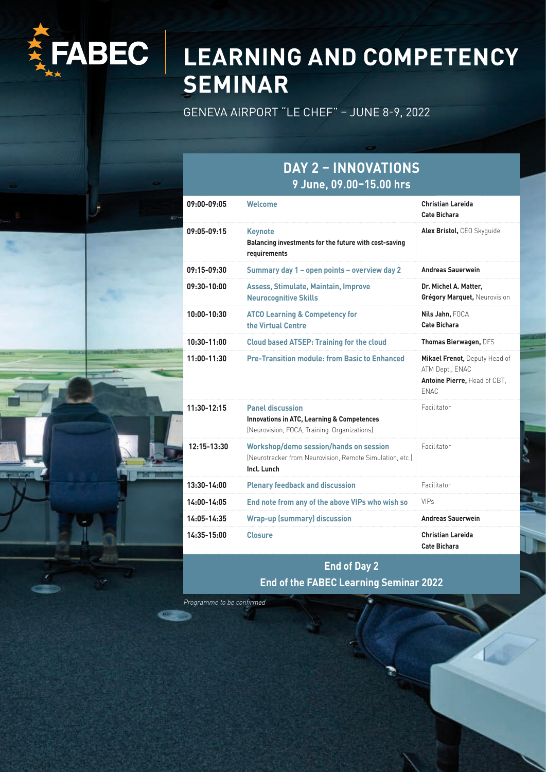# FABEC LEARNING AND COMPETENCY SEMINAR

GENEVA AIRPORT "LE CHEF" – JUNE 8-9, 2022

## DAY 2 – INNOVATIONS

### 9 June, 09.00–15.00 hrs

| | | |
|---|---|---|
| 09:00-09:05 | Welcome | **Christian Lareida**<br>**Cate Bichara** |
| 09:05-09:15 | Keynote<br>**Balancing investments for the future with cost-saving requirements** | **Alex Bristol,** CEO Skyguide |
| 09:15-09:30 | Summary day 1 – open points – overview day 2 | **Andreas Sauerwein** |
| 09:30-10:00 | Assess, Stimulate, Maintain, Improve Neurocognitive Skills | **Dr. Michel A. Matter,**<br>**Grégory Marquet,** Neurovision |
| 10:00-10:30 | ATCO Learning & Competency for the Virtual Centre | **Nils Jahn,** FOCA<br>**Cate Bichara** |
| 10:30-11:00 | Cloud based ATSEP: Training for the cloud | **Thomas Bierwagen,** DFS |
| 11:00-11:30 | Pre-Transition module: from Basic to Enhanced | **Mikael Frenot,** Deputy Head of ATM Dept., ENAC<br>**Antoine Pierre,** Head of CBT, ENAC |
| 11:30-12:15 | Panel discussion<br>**Innovations in ATC, Learning & Competences**<br>(Neurovision, FOCA, Training Organizations) | Facilitator |
| 12:15-13:30 | Workshop/demo session/hands on session<br>(Neurotracker from Neurovision, Remote Simulation, etc.)<br>**Incl. Lunch** | Facilitator |
| 13:30-14:00 | Plenary feedback and discussion | Facilitator |
| 14:00-14:05 | End note from any of the above VIPs who wish so | VIPs |
| 14:05-14:35 | Wrap-up (summary) discussion | **Andreas Sauerwein** |
| 14:35-15:00 | Closure | **Christian Lareida**<br>**Cate Bichara** |

**End of Day 2**

**End of the FABEC Learning Seminar 2022**

*Programme to be confirmed*